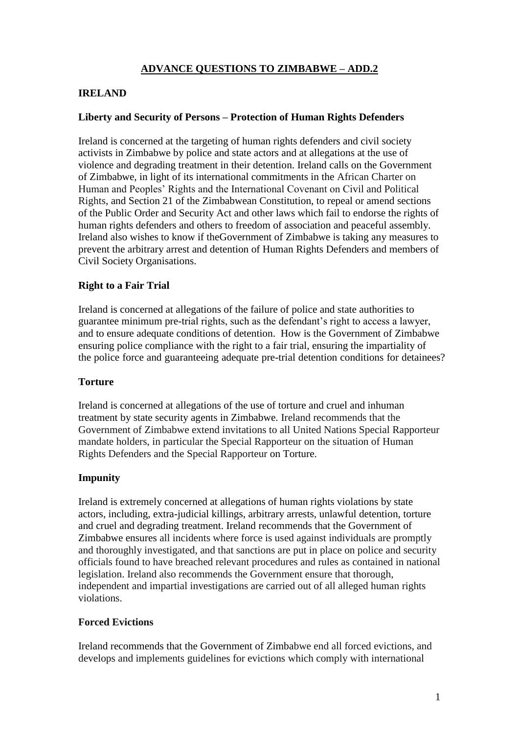# ADVANCE QUESTIONS TO ZIMBABWE – ADD.2

## IRELAND

### Liberty and Security of Persons – Protection of Human Rights Defenders

Ireland is concerned at the targeting of human rights defenders and civil society activists in Zimbabwe by police and state actors and at allegations at the use of violence and degrading treatment in their detention. Ireland calls on the Government of Zimbabwe, in light of its international commitments in the African Charter on Human and Peoples' Rights and the International Covenant on Civil and Political Rights, and Section 21 of the Zimbabwean Constitution, to repeal or amend sections of the Public Order and Security Act and other laws which fail to endorse the rights of human rights defenders and others to freedom of association and peaceful assembly. Ireland also wishes to know if theGovernment of Zimbabwe is taking any measures to prevent the arbitrary arrest and detention of Human Rights Defenders and members of Civil Society Organisations.

### Right to a Fair Trial

Ireland is concerned at allegations of the failure of police and state authorities to guarantee minimum pre-trial rights, such as the defendant's right to access a lawyer, and to ensure adequate conditions of detention. How is the Government of Zimbabwe ensuring police compliance with the right to a fair trial, ensuring the impartiality of the police force and guaranteeing adequate pre-trial detention conditions for detainees?

### Torture

Ireland is concerned at allegations of the use of torture and cruel and inhuman treatment by state security agents in Zimbabwe. Ireland recommends that the Government of Zimbabwe extend invitations to all United Nations Special Rapporteur mandate holders, in particular the Special Rapporteur on the situation of Human Rights Defenders and the Special Rapporteur on Torture.

### Impunity

Ireland is extremely concerned at allegations of human rights violations by state actors, including, extra-judicial killings, arbitrary arrests, unlawful detention, torture and cruel and degrading treatment. Ireland recommends that the Government of Zimbabwe ensures all incidents where force is used against individuals are promptly and thoroughly investigated, and that sanctions are put in place on police and security officials found to have breached relevant procedures and rules as contained in national legislation. Ireland also recommends the Government ensure that thorough, independent and impartial investigations are carried out of all alleged human rights violations.

### Forced Evictions

Ireland recommends that the Government of Zimbabwe end all forced evictions, and develops and implements guidelines for evictions which comply with international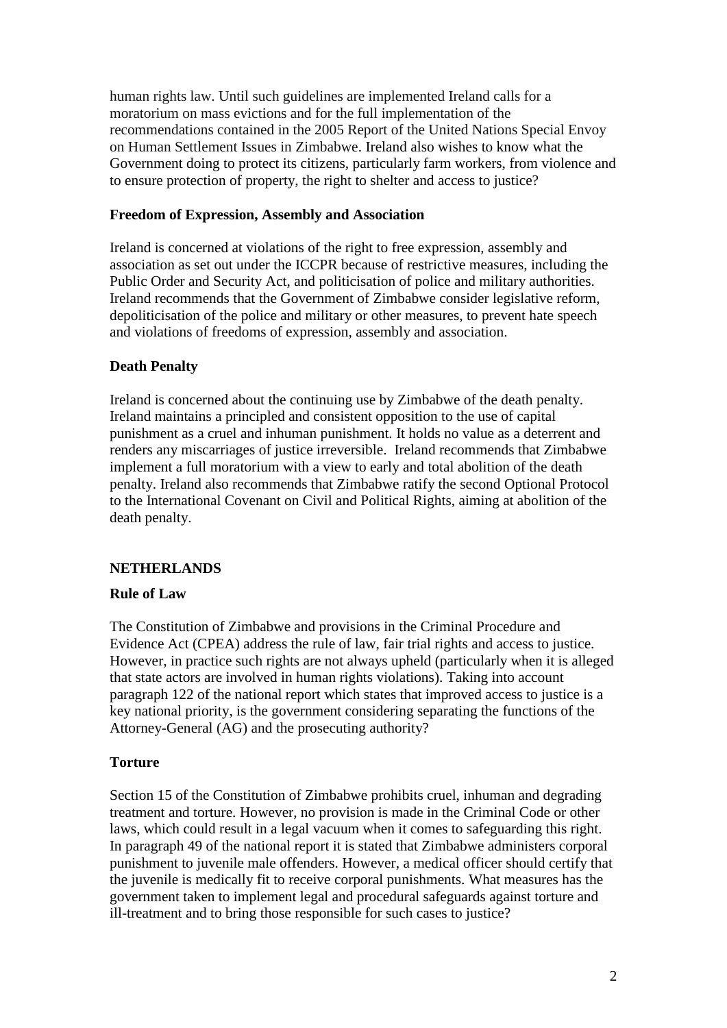human rights law. Until such guidelines are implemented Ireland calls for a moratorium on mass evictions and for the full implementation of the recommendations contained in the 2005 Report of the United Nations Special Envoy on Human Settlement Issues in Zimbabwe. Ireland also wishes to know what the Government doing to protect its citizens, particularly farm workers, from violence and to ensure protection of property, the right to shelter and access to justice?

**Freedom of Expression, Assembly and Association**

Ireland is concerned at violations of the right to free expression, assembly and association as set out under the ICCPR because of restrictive measures, including the Public Order and Security Act, and politicisation of police and military authorities. Ireland recommends that the Government of Zimbabwe consider legislative reform, depoliticisation of the police and military or other measures, to prevent hate speech and violations of freedoms of expression, assembly and association.

**Death Penalty**

Ireland is concerned about the continuing use by Zimbabwe of the death penalty. Ireland maintains a principled and consistent opposition to the use of capital punishment as a cruel and inhuman punishment. It holds no value as a deterrent and renders any miscarriages of justice irreversible. Ireland recommends that Zimbabwe implement a full moratorium with a view to early and total abolition of the death penalty. Ireland also recommends that Zimbabwe ratify the second Optional Protocol to the International Covenant on Civil and Political Rights, aiming at abolition of the death penalty.

## NETHERLANDS

**Rule of Law**

The Constitution of Zimbabwe and provisions in the Criminal Procedure and Evidence Act (CPEA) address the rule of law, fair trial rights and access to justice. However, in practice such rights are not always upheld (particularly when it is alleged that state actors are involved in human rights violations). Taking into account paragraph 122 of the national report which states that improved access to justice is a key national priority, is the government considering separating the functions of the Attorney-General (AG) and the prosecuting authority?

**Torture**

Section 15 of the Constitution of Zimbabwe prohibits cruel, inhuman and degrading treatment and torture. However, no provision is made in the Criminal Code or other laws, which could result in a legal vacuum when it comes to safeguarding this right. In paragraph 49 of the national report it is stated that Zimbabwe administers corporal punishment to juvenile male offenders. However, a medical officer should certify that the juvenile is medically fit to receive corporal punishments. What measures has the government taken to implement legal and procedural safeguards against torture and ill-treatment and to bring those responsible for such cases to justice?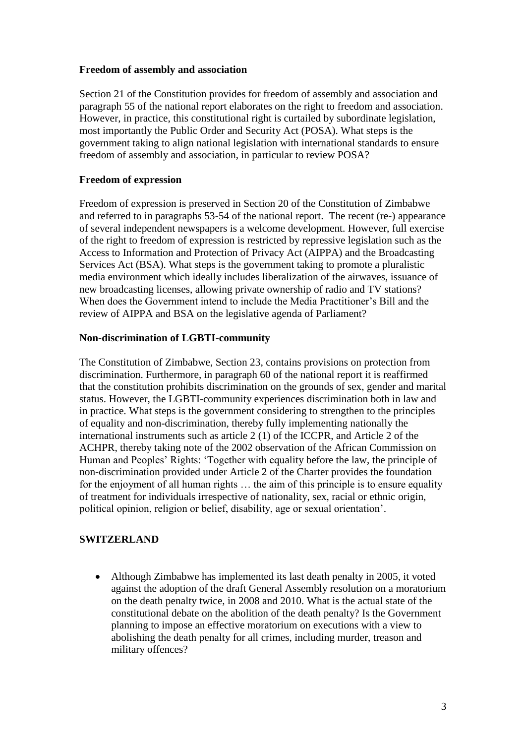**Freedom of assembly and association**

Section 21 of the Constitution provides for freedom of assembly and association and paragraph 55 of the national report elaborates on the right to freedom and association. However, in practice, this constitutional right is curtailed by subordinate legislation, most importantly the Public Order and Security Act (POSA). What steps is the government taking to align national legislation with international standards to ensure freedom of assembly and association, in particular to review POSA?

**Freedom of expression**

Freedom of expression is preserved in Section 20 of the Constitution of Zimbabwe and referred to in paragraphs 53-54 of the national report. The recent (re-) appearance of several independent newspapers is a welcome development. However, full exercise of the right to freedom of expression is restricted by repressive legislation such as the Access to Information and Protection of Privacy Act (AIPPA) and the Broadcasting Services Act (BSA). What steps is the government taking to promote a pluralistic media environment which ideally includes liberalization of the airwaves, issuance of new broadcasting licenses, allowing private ownership of radio and TV stations? When does the Government intend to include the Media Practitioner's Bill and the review of AIPPA and BSA on the legislative agenda of Parliament?

**Non-discrimination of LGBTI-community**

The Constitution of Zimbabwe, Section 23, contains provisions on protection from discrimination. Furthermore, in paragraph 60 of the national report it is reaffirmed that the constitution prohibits discrimination on the grounds of sex, gender and marital status. However, the LGBTI-community experiences discrimination both in law and in practice. What steps is the government considering to strengthen to the principles of equality and non-discrimination, thereby fully implementing nationally the international instruments such as article 2 (1) of the ICCPR, and Article 2 of the ACHPR, thereby taking note of the 2002 observation of the African Commission on Human and Peoples' Rights: 'Together with equality before the law, the principle of non-discrimination provided under Article 2 of the Charter provides the foundation for the enjoyment of all human rights … the aim of this principle is to ensure equality of treatment for individuals irrespective of nationality, sex, racial or ethnic origin, political opinion, religion or belief, disability, age or sexual orientation'.

**SWITZERLAND**

- Although Zimbabwe has implemented its last death penalty in 2005, it voted against the adoption of the draft General Assembly resolution on a moratorium on the death penalty twice, in 2008 and 2010. What is the actual state of the constitutional debate on the abolition of the death penalty? Is the Government planning to impose an effective moratorium on executions with a view to abolishing the death penalty for all crimes, including murder, treason and military offences?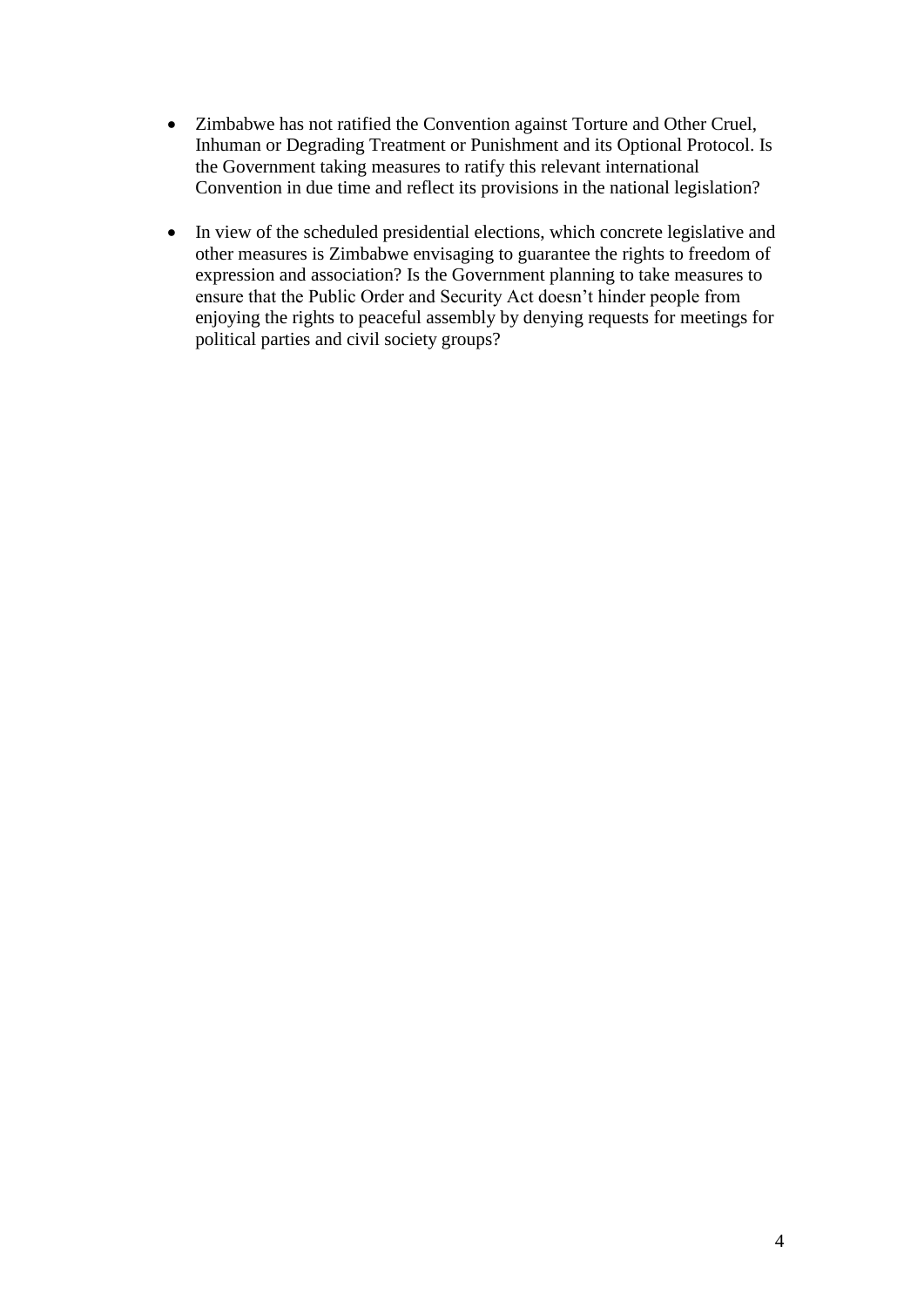- Zimbabwe has not ratified the Convention against Torture and Other Cruel, Inhuman or Degrading Treatment or Punishment and its Optional Protocol. Is the Government taking measures to ratify this relevant international Convention in due time and reflect its provisions in the national legislation?

- In view of the scheduled presidential elections, which concrete legislative and other measures is Zimbabwe envisaging to guarantee the rights to freedom of expression and association? Is the Government planning to take measures to ensure that the Public Order and Security Act doesn't hinder people from enjoying the rights to peaceful assembly by denying requests for meetings for political parties and civil society groups?